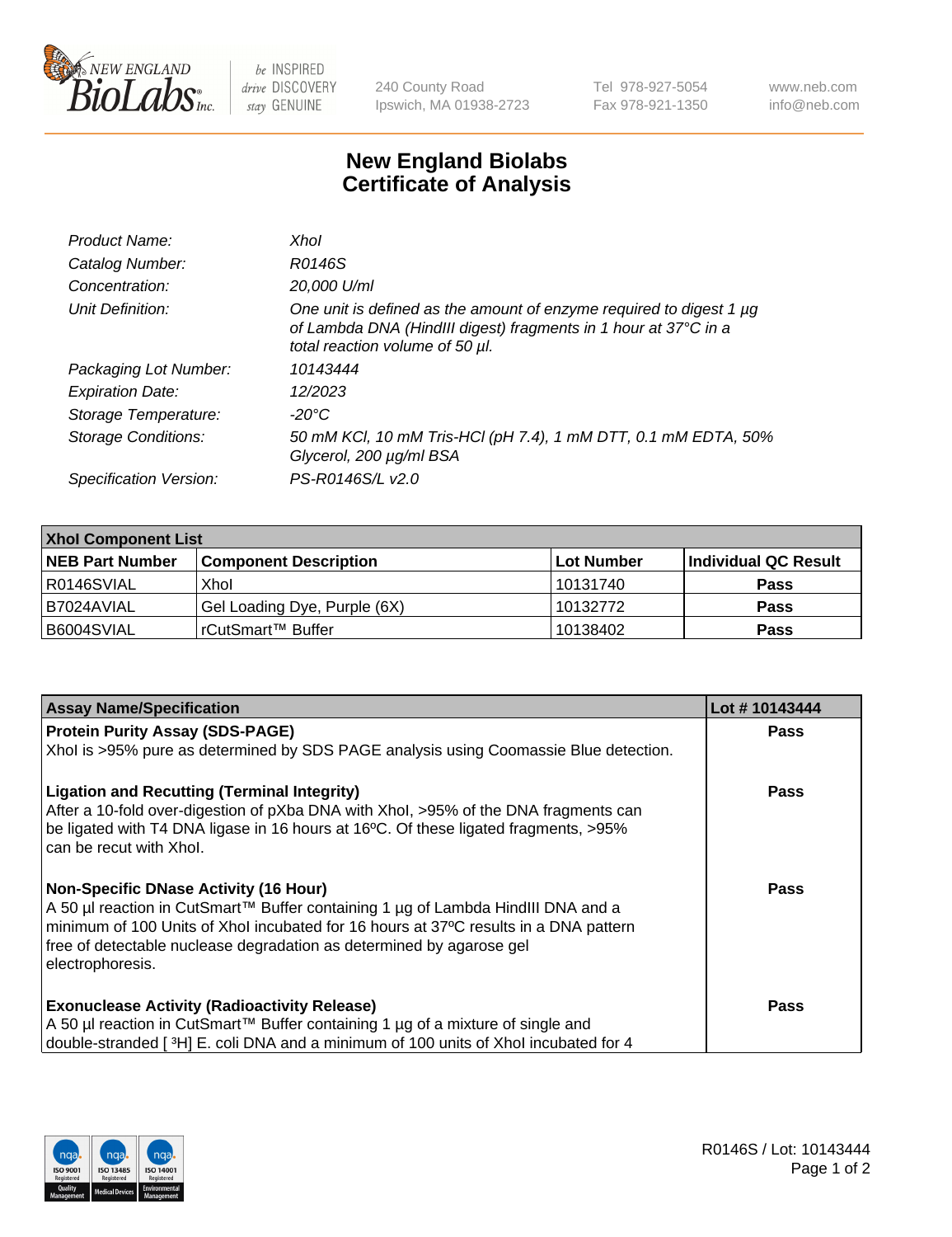# New England Biolabs Certificate of Analysis

| | |
|---|---|
| *Product Name:* | *XhoI* |
| *Catalog Number:* | *R0146S* |
| *Concentration:* | *20,000 U/ml* |
| *Unit Definition:* | *One unit is defined as the amount of enzyme required to digest 1 µg of Lambda DNA (HindIII digest) fragments in 1 hour at 37°C in a total reaction volume of 50 µl.* |
| *Packaging Lot Number:* | *10143444* |
| *Expiration Date:* | *12/2023* |
| *Storage Temperature:* | *-20°C* |
| *Storage Conditions:* | *50 mM KCl, 10 mM Tris-HCl (pH 7.4), 1 mM DTT, 0.1 mM EDTA, 50% Glycerol, 200 µg/ml BSA* |
| *Specification Version:* | *PS-R0146S/L v2.0* |

| XhoI Component List | | | |
|---|---|---|---|
| **NEB Part Number** | **Component Description** | **Lot Number** | **Individual QC Result** |
| R0146SVIAL | XhoI | 10131740 | **Pass** |
| B7024AVIAL | Gel Loading Dye, Purple (6X) | 10132772 | **Pass** |
| B6004SVIAL | rCutSmart™ Buffer | 10138402 | **Pass** |

| Assay Name/Specification | Lot # 10143444 |
|---|---|
| **Protein Purity Assay (SDS-PAGE)**<br>XhoI is >95% pure as determined by SDS PAGE analysis using Coomassie Blue detection. | **Pass** |
| **Ligation and Recutting (Terminal Integrity)**<br>After a 10-fold over-digestion of pXba DNA with XhoI, >95% of the DNA fragments can be ligated with T4 DNA ligase in 16 hours at 16ºC. Of these ligated fragments, >95% can be recut with XhoI. | **Pass** |
| **Non-Specific DNase Activity (16 Hour)**<br>A 50 µl reaction in CutSmart™ Buffer containing 1 µg of Lambda HindIII DNA and a minimum of 100 Units of XhoI incubated for 16 hours at 37ºC results in a DNA pattern free of detectable nuclease degradation as determined by agarose gel electrophoresis. | **Pass** |
| **Exonuclease Activity (Radioactivity Release)**<br>A 50 µl reaction in CutSmart™ Buffer containing 1 µg of a mixture of single and double-stranded [ $^3$H] E. coli DNA and a minimum of 100 units of XhoI incubated for 4 | **Pass** |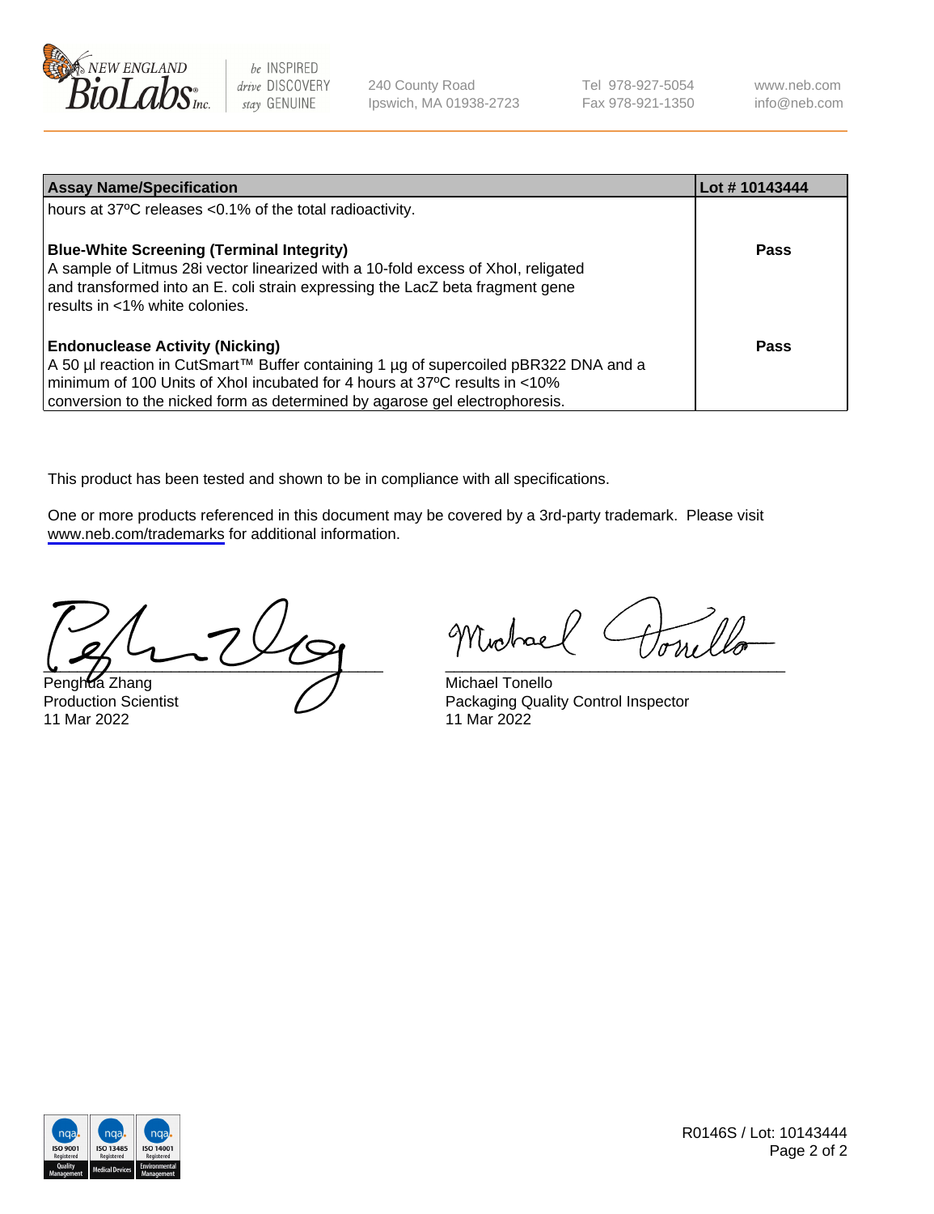| Assay Name/Specification | Lot # 10143444 |
|---|---|
| hours at 37ºC releases <0.1% of the total radioactivity. | |
| **Blue-White Screening (Terminal Integrity)**<br>A sample of Litmus 28i vector linearized with a 10-fold excess of XhoI, religated and transformed into an E. coli strain expressing the LacZ beta fragment gene results in <1% white colonies. | **Pass** |
| **Endonuclease Activity (Nicking)**<br>A 50 µl reaction in CutSmart™ Buffer containing 1 µg of supercoiled pBR322 DNA and a minimum of 100 Units of XhoI incubated for 4 hours at 37ºC results in <10% conversion to the nicked form as determined by agarose gel electrophoresis. | **Pass** |

This product has been tested and shown to be in compliance with all specifications.

One or more products referenced in this document may be covered by a 3rd-party trademark. Please visit www.neb.com/trademarks for additional information.

Penghua Zhang
Production Scientist
11 Mar 2022

Michael Tonello
Packaging Quality Control Inspector
11 Mar 2022

R0146S / Lot: 10143444